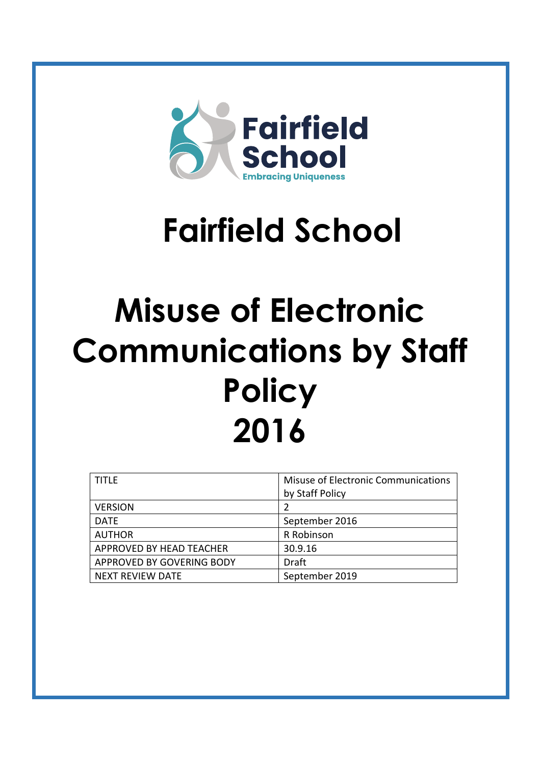Fairfield School

Embracing Uniqueness

# Fairfield School

# Misuse of Electronic Communications by Staff Policy 2016

| TITLE | Misuse of Electronic Communications by Staff Policy |
| --- | --- |
| VERSION | 2 |
| DATE | September 2016 |
| AUTHOR | R Robinson |
| APPROVED BY HEAD TEACHER | 30.9.16 |
| APPROVED BY GOVERING BODY | Draft |
| NEXT REVIEW DATE | September 2019 |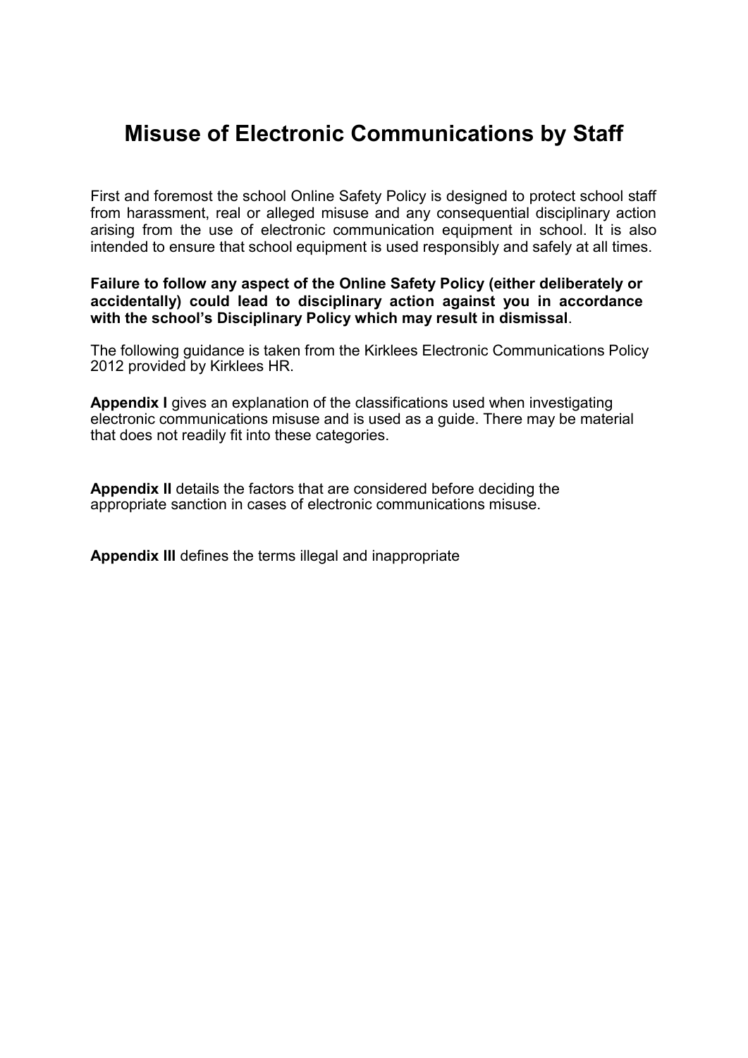# Misuse of Electronic Communications by Staff

First and foremost the school Online Safety Policy is designed to protect school staff from harassment, real or alleged misuse and any consequential disciplinary action arising from the use of electronic communication equipment in school. It is also intended to ensure that school equipment is used responsibly and safely at all times.

**Failure to follow any aspect of the Online Safety Policy (either deliberately or accidentally) could lead to disciplinary action against you in accordance with the school's Disciplinary Policy which may result in dismissal**.

The following guidance is taken from the Kirklees Electronic Communications Policy 2012 provided by Kirklees HR.

**Appendix I** gives an explanation of the classifications used when investigating electronic communications misuse and is used as a guide. There may be material that does not readily fit into these categories.

**Appendix II** details the factors that are considered before deciding the appropriate sanction in cases of electronic communications misuse.

**Appendix III** defines the terms illegal and inappropriate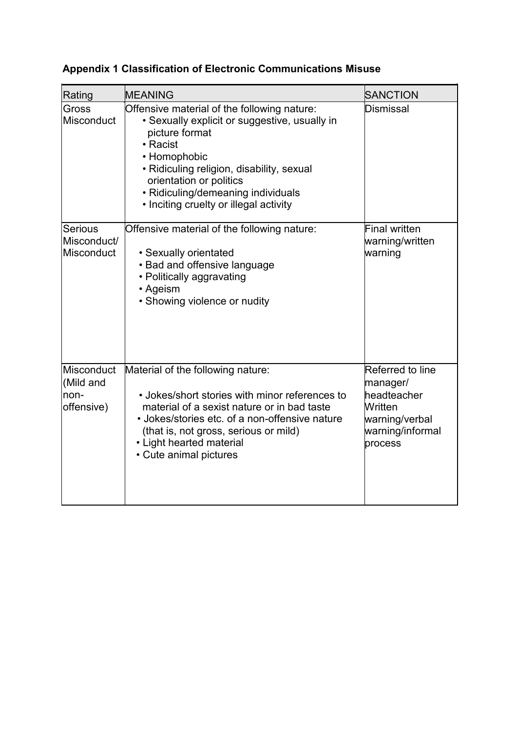**Appendix 1 Classification of Electronic Communications Misuse**

| Rating | MEANING | SANCTION |
|---|---|---|
| Gross Misconduct | Offensive material of the following nature:<br>• Sexually explicit or suggestive, usually in picture format<br>• Racist<br>• Homophobic<br>• Ridiculing religion, disability, sexual orientation or politics<br>• Ridiculing/demeaning individuals<br>• Inciting cruelty or illegal activity | Dismissal |
| Serious Misconduct/ Misconduct | Offensive material of the following nature:<br>• Sexually orientated<br>• Bad and offensive language<br>• Politically aggravating<br>• Ageism<br>• Showing violence or nudity | Final written warning/written warning |
| Misconduct (Mild and non-offensive) | Material of the following nature:<br>• Jokes/short stories with minor references to material of a sexist nature or in bad taste<br>• Jokes/stories etc. of a non-offensive nature (that is, not gross, serious or mild)<br>• Light hearted material<br>• Cute animal pictures | Referred to line manager/ headteacher Written warning/verbal warning/informal process |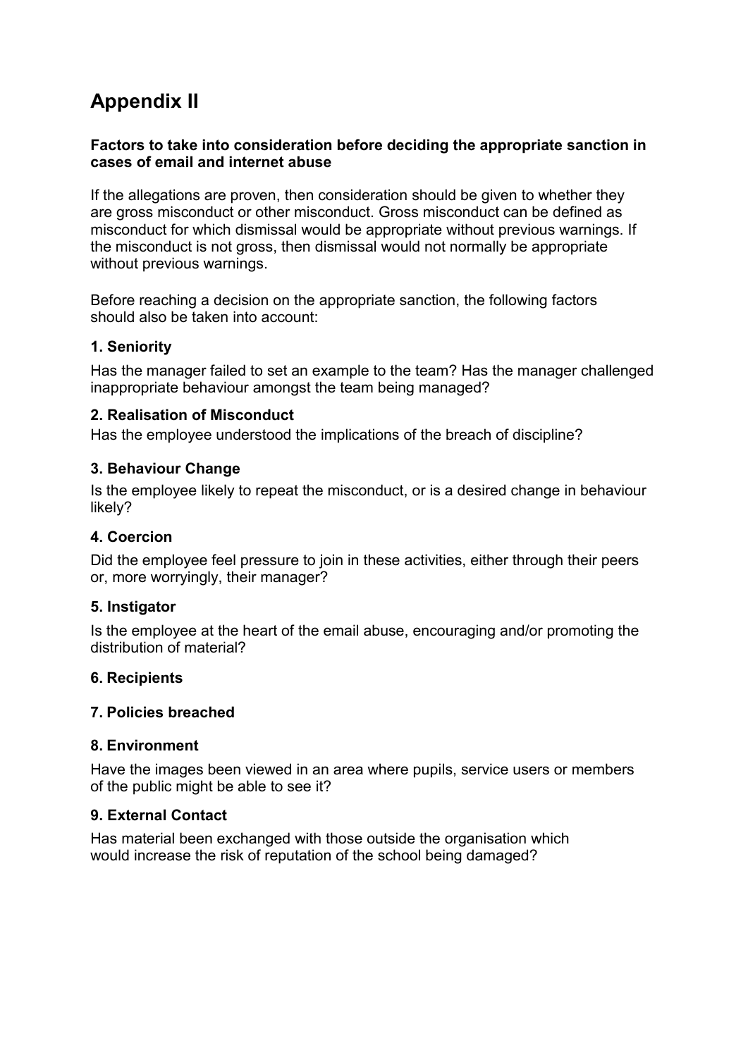# Appendix II

**Factors to take into consideration before deciding the appropriate sanction in cases of email and internet abuse**

If the allegations are proven, then consideration should be given to whether they are gross misconduct or other misconduct. Gross misconduct can be defined as misconduct for which dismissal would be appropriate without previous warnings. If the misconduct is not gross, then dismissal would not normally be appropriate without previous warnings.

Before reaching a decision on the appropriate sanction, the following factors should also be taken into account:

### 1. Seniority

Has the manager failed to set an example to the team? Has the manager challenged inappropriate behaviour amongst the team being managed?

### 2. Realisation of Misconduct

Has the employee understood the implications of the breach of discipline?

### 3. Behaviour Change

Is the employee likely to repeat the misconduct, or is a desired change in behaviour likely?

### 4. Coercion

Did the employee feel pressure to join in these activities, either through their peers or, more worryingly, their manager?

### 5. Instigator

Is the employee at the heart of the email abuse, encouraging and/or promoting the distribution of material?

### 6. Recipients

### 7. Policies breached

### 8. Environment

Have the images been viewed in an area where pupils, service users or members of the public might be able to see it?

### 9. External Contact

Has material been exchanged with those outside the organisation which would increase the risk of reputation of the school being damaged?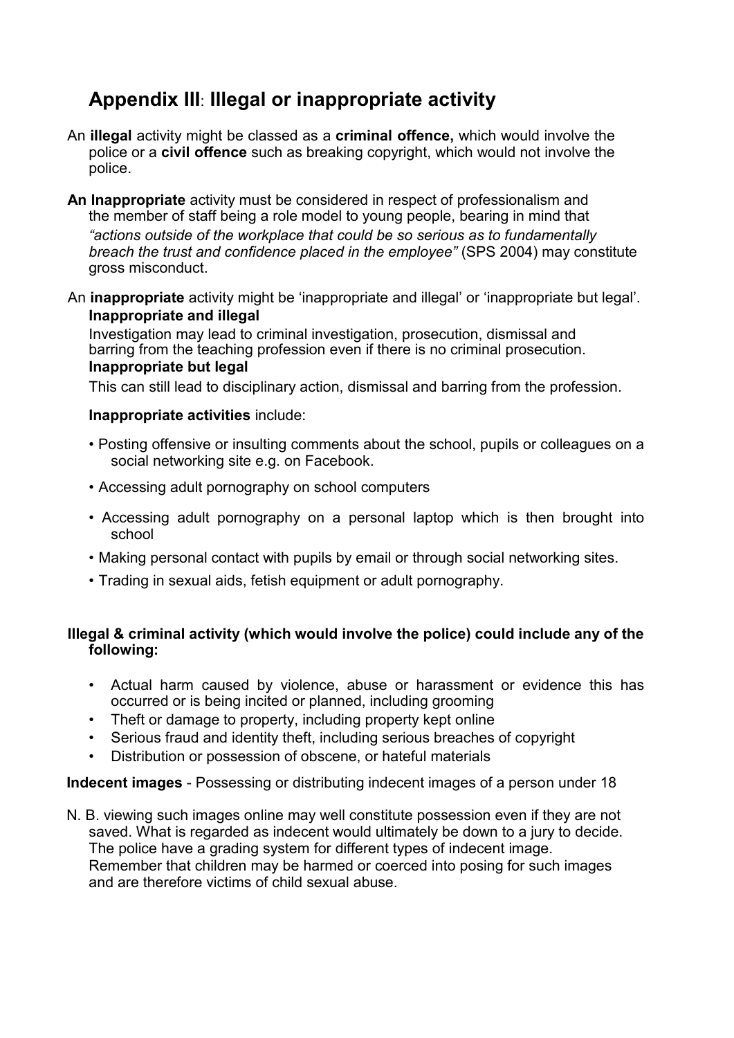## Appendix III: Illegal or inappropriate activity

An **illegal** activity might be classed as a **criminal offence,** which would involve the police or a **civil offence** such as breaking copyright, which would not involve the police.

**An Inappropriate** activity must be considered in respect of professionalism and the member of staff being a role model to young people, bearing in mind that *"actions outside of the workplace that could be so serious as to fundamentally breach the trust and confidence placed in the employee"* (SPS 2004) may constitute gross misconduct.

An **inappropriate** activity might be 'inappropriate and illegal' or 'inappropriate but legal'.

**Inappropriate and illegal**

Investigation may lead to criminal investigation, prosecution, dismissal and barring from the teaching profession even if there is no criminal prosecution.

**Inappropriate but legal**

This can still lead to disciplinary action, dismissal and barring from the profession.

**Inappropriate activities** include:

- Posting offensive or insulting comments about the school, pupils or colleagues on a social networking site e.g. on Facebook.
- Accessing adult pornography on school computers
- Accessing adult pornography on a personal laptop which is then brought into school
- Making personal contact with pupils by email or through social networking sites.
- Trading in sexual aids, fetish equipment or adult pornography.

**Illegal & criminal activity (which would involve the police) could include any of the following:**

- Actual harm caused by violence, abuse or harassment or evidence this has occurred or is being incited or planned, including grooming
- Theft or damage to property, including property kept online
- Serious fraud and identity theft, including serious breaches of copyright
- Distribution or possession of obscene, or hateful materials

**Indecent images** - Possessing or distributing indecent images of a person under 18

N. B. viewing such images online may well constitute possession even if they are not saved. What is regarded as indecent would ultimately be down to a jury to decide. The police have a grading system for different types of indecent image. Remember that children may be harmed or coerced into posing for such images and are therefore victims of child sexual abuse.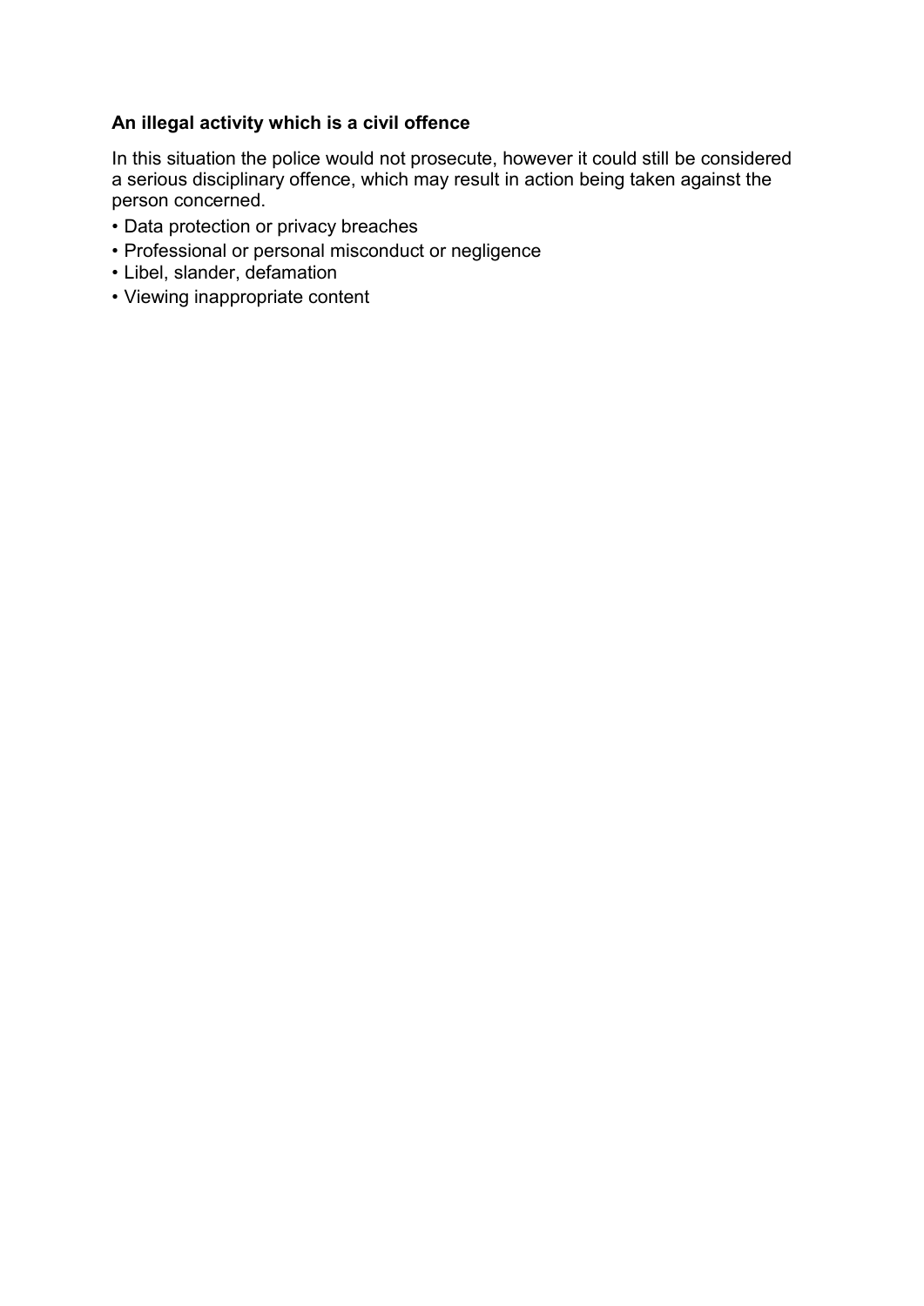**An illegal activity which is a civil offence**

In this situation the police would not prosecute, however it could still be considered a serious disciplinary offence, which may result in action being taken against the person concerned.

- Data protection or privacy breaches
- Professional or personal misconduct or negligence
- Libel, slander, defamation
- Viewing inappropriate content